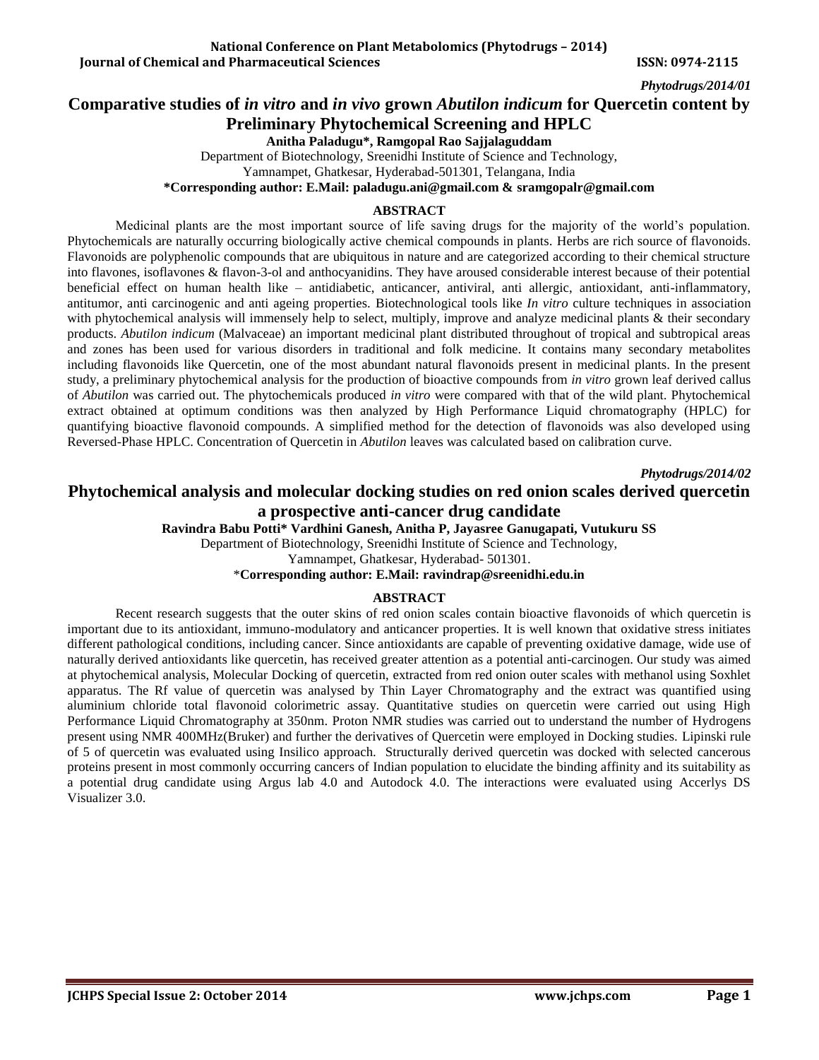*Phytodrugs/2014/01*

# Comparative studies of *in vitro* and *in vivo* grown *Abutilon indicum* for Quercetin content by Preliminary Phytochemical Screening and HPLC

**Anitha Paladugu\*, Ramgopal Rao Sajjalaguddam**

Department of Biotechnology, Sreenidhi Institute of Science and Technology,
Yamnampet, Ghatkesar, Hyderabad-501301, Telangana, India

**\*Corresponding author: E.Mail: paladugu.ani@gmail.com & sramgopalr@gmail.com**

## ABSTRACT

Medicinal plants are the most important source of life saving drugs for the majority of the world's population. Phytochemicals are naturally occurring biologically active chemical compounds in plants. Herbs are rich source of flavonoids. Flavonoids are polyphenolic compounds that are ubiquitous in nature and are categorized according to their chemical structure into flavones, isoflavones & flavon-3-ol and anthocyanidins. They have aroused considerable interest because of their potential beneficial effect on human health like – antidiabetic, anticancer, antiviral, anti allergic, antioxidant, anti-inflammatory, antitumor, anti carcinogenic and anti ageing properties. Biotechnological tools like *In vitro* culture techniques in association with phytochemical analysis will immensely help to select, multiply, improve and analyze medicinal plants & their secondary products. *Abutilon indicum* (Malvaceae) an important medicinal plant distributed throughout of tropical and subtropical areas and zones has been used for various disorders in traditional and folk medicine. It contains many secondary metabolites including flavonoids like Quercetin, one of the most abundant natural flavonoids present in medicinal plants. In the present study, a preliminary phytochemical analysis for the production of bioactive compounds from *in vitro* grown leaf derived callus of *Abutilon* was carried out. The phytochemicals produced *in vitro* were compared with that of the wild plant. Phytochemical extract obtained at optimum conditions was then analyzed by High Performance Liquid chromatography (HPLC) for quantifying bioactive flavonoid compounds. A simplified method for the detection of flavonoids was also developed using Reversed-Phase HPLC. Concentration of Quercetin in *Abutilon* leaves was calculated based on calibration curve.

*Phytodrugs/2014/02*

# Phytochemical analysis and molecular docking studies on red onion scales derived quercetin a prospective anti-cancer drug candidate

**Ravindra Babu Potti\* Vardhini Ganesh, Anitha P, Jayasree Ganugapati, Vutukuru SS**

Department of Biotechnology, Sreenidhi Institute of Science and Technology,
Yamnampet, Ghatkesar, Hyderabad- 501301.

\***Corresponding author: E.Mail: ravindrap@sreenidhi.edu.in**

## ABSTRACT

Recent research suggests that the outer skins of red onion scales contain bioactive flavonoids of which quercetin is important due to its antioxidant, immuno-modulatory and anticancer properties. It is well known that oxidative stress initiates different pathological conditions, including cancer. Since antioxidants are capable of preventing oxidative damage, wide use of naturally derived antioxidants like quercetin, has received greater attention as a potential anti-carcinogen. Our study was aimed at phytochemical analysis, Molecular Docking of quercetin, extracted from red onion outer scales with methanol using Soxhlet apparatus. The Rf value of quercetin was analysed by Thin Layer Chromatography and the extract was quantified using aluminium chloride total flavonoid colorimetric assay. Quantitative studies on quercetin were carried out using High Performance Liquid Chromatography at 350nm. Proton NMR studies was carried out to understand the number of Hydrogens present using NMR 400MHz(Bruker) and further the derivatives of Quercetin were employed in Docking studies. Lipinski rule of 5 of quercetin was evaluated using Insilico approach. Structurally derived quercetin was docked with selected cancerous proteins present in most commonly occurring cancers of Indian population to elucidate the binding affinity and its suitability as a potential drug candidate using Argus lab 4.0 and Autodock 4.0. The interactions were evaluated using Accerlys DS Visualizer 3.0.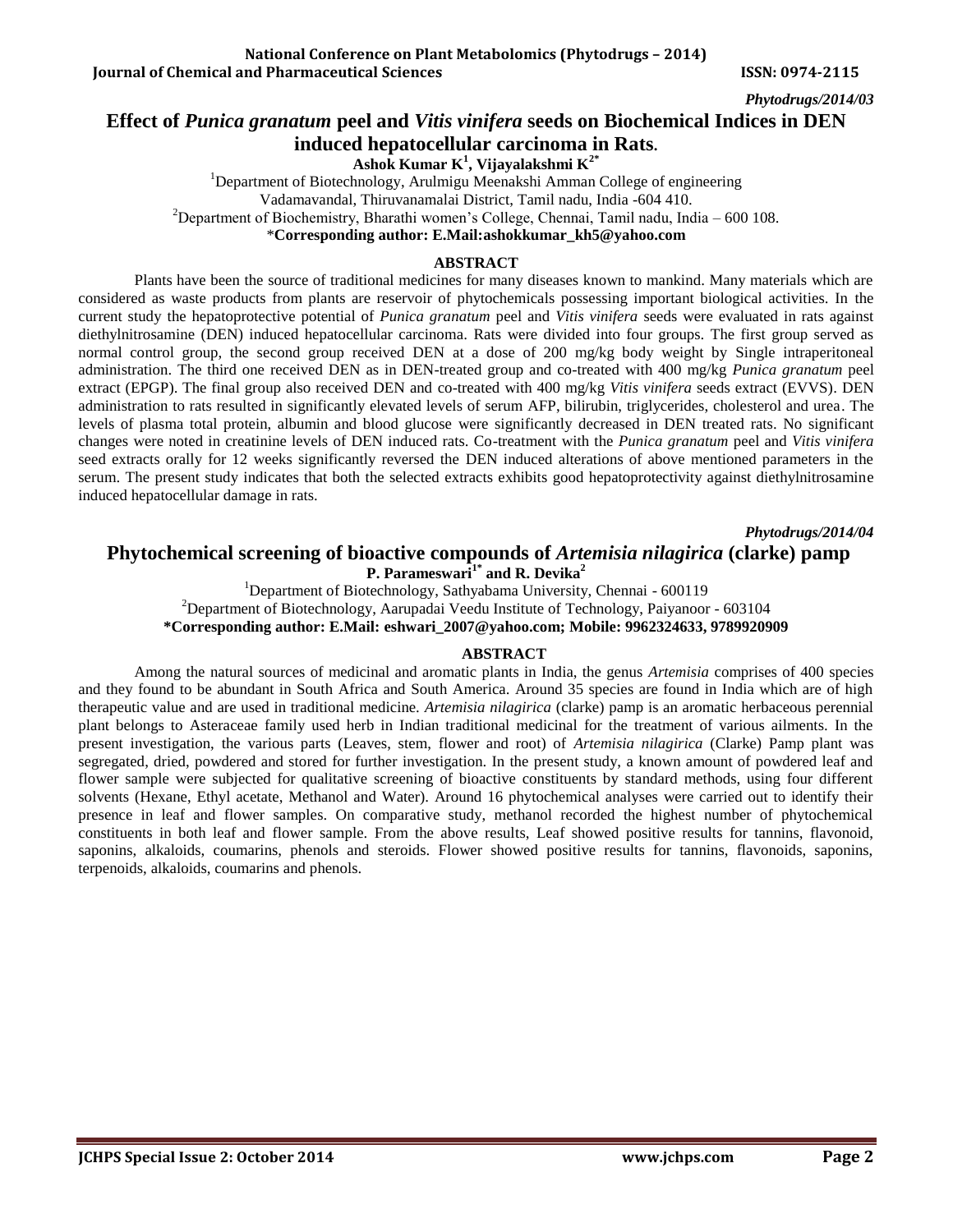*Phytodrugs/2014/03*

# Effect of *Punica granatum* peel and *Vitis vinifera* seeds on Biochemical Indices in DEN induced hepatocellular carcinoma in Rats.

**Ashok Kumar K[1], Vijayalakshmi K[2*]**

[1]Department of Biotechnology, Arulmigu Meenakshi Amman College of engineering Vadamavandal, Thiruvanamalai District, Tamil nadu, India -604 410.

[2]Department of Biochemistry, Bharathi women's College, Chennai, Tamil nadu, India – 600 108.

\***Corresponding author: E.Mail:ashokkumar_kh5@yahoo.com**

## ABSTRACT

Plants have been the source of traditional medicines for many diseases known to mankind. Many materials which are considered as waste products from plants are reservoir of phytochemicals possessing important biological activities. In the current study the hepatoprotective potential of *Punica granatum* peel and *Vitis vinifera* seeds were evaluated in rats against diethylnitrosamine (DEN) induced hepatocellular carcinoma. Rats were divided into four groups. The first group served as normal control group, the second group received DEN at a dose of 200 mg/kg body weight by Single intraperitoneal administration. The third one received DEN as in DEN-treated group and co-treated with 400 mg/kg *Punica granatum* peel extract (EPGP). The final group also received DEN and co-treated with 400 mg/kg *Vitis vinifera* seeds extract (EVVS). DEN administration to rats resulted in significantly elevated levels of serum AFP, bilirubin, triglycerides, cholesterol and urea. The levels of plasma total protein, albumin and blood glucose were significantly decreased in DEN treated rats. No significant changes were noted in creatinine levels of DEN induced rats. Co-treatment with the *Punica granatum* peel and *Vitis vinifera* seed extracts orally for 12 weeks significantly reversed the DEN induced alterations of above mentioned parameters in the serum. The present study indicates that both the selected extracts exhibits good hepatoprotectivity against diethylnitrosamine induced hepatocellular damage in rats.

*Phytodrugs/2014/04*

# Phytochemical screening of bioactive compounds of *Artemisia nilagirica* (clarke) pamp

**P. Parameswari[1*] and R. Devika[2]**

[1]Department of Biotechnology, Sathyabama University, Chennai - 600119

[2]Department of Biotechnology, Aarupadai Veedu Institute of Technology, Paiyanoor - 603104

**\*Corresponding author: E.Mail: eshwari_2007@yahoo.com; Mobile: 9962324633, 9789920909**

## ABSTRACT

Among the natural sources of medicinal and aromatic plants in India, the genus *Artemisia* comprises of 400 species and they found to be abundant in South Africa and South America. Around 35 species are found in India which are of high therapeutic value and are used in traditional medicine. *Artemisia nilagirica* (clarke) pamp is an aromatic herbaceous perennial plant belongs to Asteraceae family used herb in Indian traditional medicinal for the treatment of various ailments. In the present investigation, the various parts (Leaves, stem, flower and root) of *Artemisia nilagirica* (Clarke) Pamp plant was segregated, dried, powdered and stored for further investigation. In the present study, a known amount of powdered leaf and flower sample were subjected for qualitative screening of bioactive constituents by standard methods, using four different solvents (Hexane, Ethyl acetate, Methanol and Water). Around 16 phytochemical analyses were carried out to identify their presence in leaf and flower samples. On comparative study, methanol recorded the highest number of phytochemical constituents in both leaf and flower sample. From the above results, Leaf showed positive results for tannins, flavonoid, saponins, alkaloids, coumarins, phenols and steroids. Flower showed positive results for tannins, flavonoids, saponins, terpenoids, alkaloids, coumarins and phenols.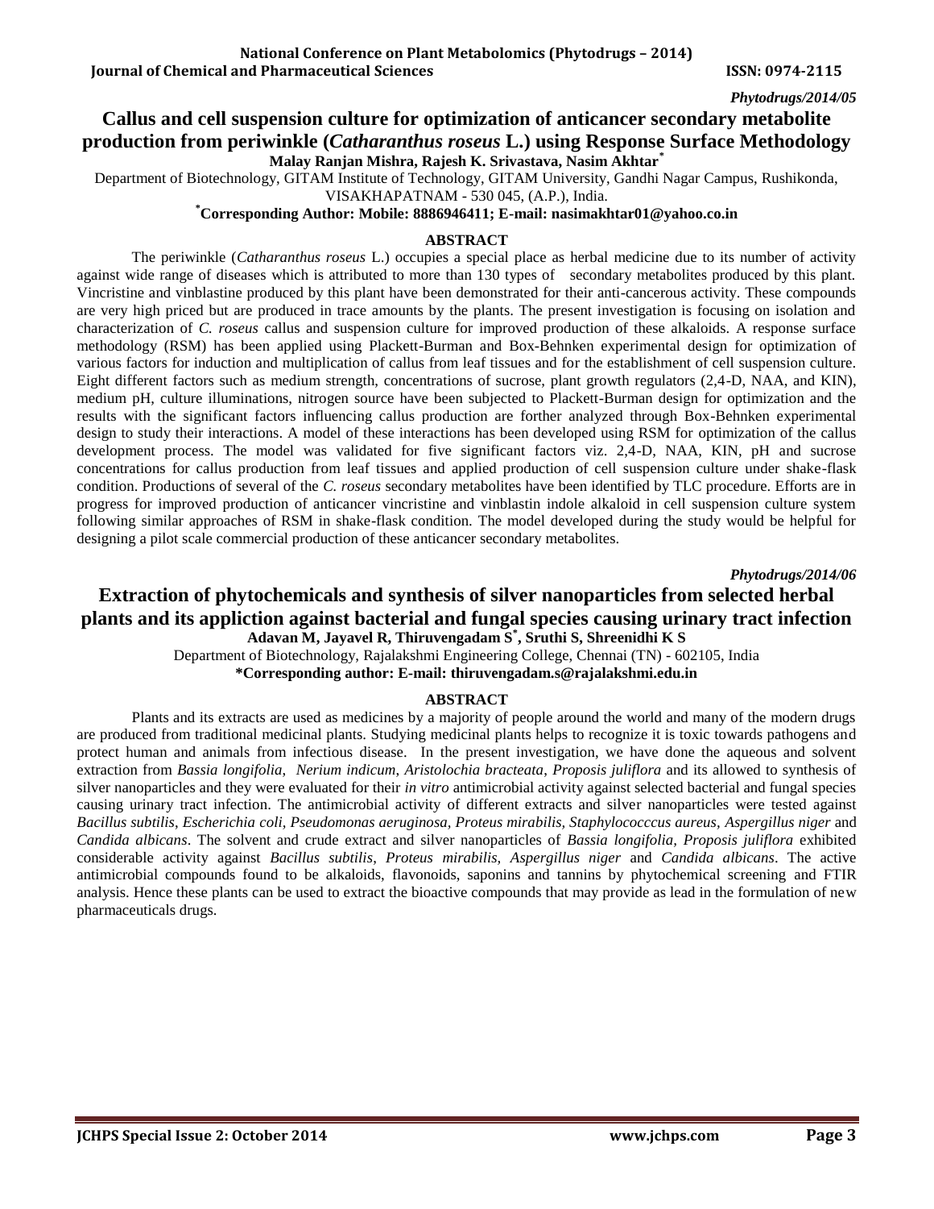*Phytodrugs/2014/05*

## Callus and cell suspension culture for optimization of anticancer secondary metabolite production from periwinkle (*Catharanthus roseus* L.) using Response Surface Methodology

**Malay Ranjan Mishra, Rajesh K. Srivastava, Nasim Akhtar***

Department of Biotechnology, GITAM Institute of Technology, GITAM University, Gandhi Nagar Campus, Rushikonda, VISAKHAPATNAM - 530 045, (A.P.), India.

**\*Corresponding Author: Mobile: 8886946411; E-mail: nasimakhtar01@yahoo.co.in**

### ABSTRACT

The periwinkle (*Catharanthus roseus* L.) occupies a special place as herbal medicine due to its number of activity against wide range of diseases which is attributed to more than 130 types of secondary metabolites produced by this plant. Vincristine and vinblastine produced by this plant have been demonstrated for their anti-cancerous activity. These compounds are very high priced but are produced in trace amounts by the plants. The present investigation is focusing on isolation and characterization of *C. roseus* callus and suspension culture for improved production of these alkaloids. A response surface methodology (RSM) has been applied using Plackett-Burman and Box-Behnken experimental design for optimization of various factors for induction and multiplication of callus from leaf tissues and for the establishment of cell suspension culture. Eight different factors such as medium strength, concentrations of sucrose, plant growth regulators (2,4-D, NAA, and KIN), medium pH, culture illuminations, nitrogen source have been subjected to Plackett-Burman design for optimization and the results with the significant factors influencing callus production are forther analyzed through Box-Behnken experimental design to study their interactions. A model of these interactions has been developed using RSM for optimization of the callus development process. The model was validated for five significant factors viz. 2,4-D, NAA, KIN, pH and sucrose concentrations for callus production from leaf tissues and applied production of cell suspension culture under shake-flask condition. Productions of several of the *C. roseus* secondary metabolites have been identified by TLC procedure. Efforts are in progress for improved production of anticancer vincristine and vinblastin indole alkaloid in cell suspension culture system following similar approaches of RSM in shake-flask condition. The model developed during the study would be helpful for designing a pilot scale commercial production of these anticancer secondary metabolites.

*Phytodrugs/2014/06*

## Extraction of phytochemicals and synthesis of silver nanoparticles from selected herbal plants and its appliction against bacterial and fungal species causing urinary tract infection

**Adavan M, Jayavel R, Thiruvengadam S*, Sruthi S, Shreenidhi K S**

Department of Biotechnology, Rajalakshmi Engineering College, Chennai (TN) - 602105, India

**\*Corresponding author: E-mail: thiruvengadam.s@rajalakshmi.edu.in**

### ABSTRACT

Plants and its extracts are used as medicines by a majority of people around the world and many of the modern drugs are produced from traditional medicinal plants. Studying medicinal plants helps to recognize it is toxic towards pathogens and protect human and animals from infectious disease. In the present investigation, we have done the aqueous and solvent extraction from *Bassia longifolia*, *Nerium indicum*, *Aristolochia bracteata*, *Proposis juliflora* and its allowed to synthesis of silver nanoparticles and they were evaluated for their *in vitro* antimicrobial activity against selected bacterial and fungal species causing urinary tract infection. The antimicrobial activity of different extracts and silver nanoparticles were tested against *Bacillus subtilis*, *Escherichia coli*, *Pseudomonas aeruginosa*, *Proteus mirabilis*, *Staphylococccus aureus*, *Aspergillus niger* and *Candida albicans*. The solvent and crude extract and silver nanoparticles of *Bassia longifolia*, *Proposis juliflora* exhibited considerable activity against *Bacillus subtilis*, *Proteus mirabilis*, *Aspergillus niger* and *Candida albicans*. The active antimicrobial compounds found to be alkaloids, flavonoids, saponins and tannins by phytochemical screening and FTIR analysis. Hence these plants can be used to extract the bioactive compounds that may provide as lead in the formulation of new pharmaceuticals drugs.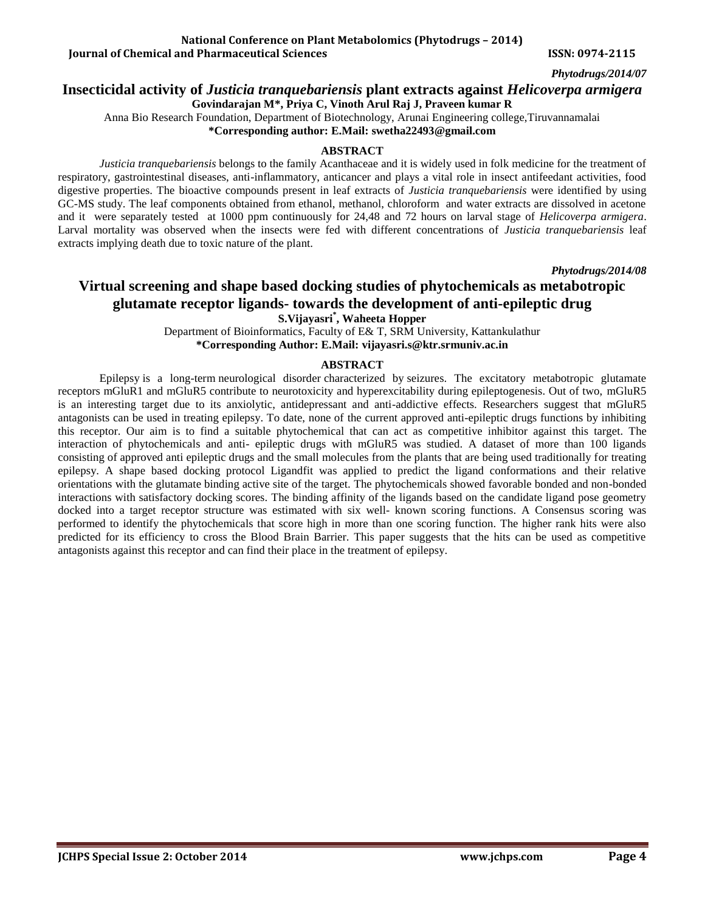*Phytodrugs/2014/07*

# Insecticidal activity of *Justicia tranquebariensis* plant extracts against *Helicoverpa armigera*

**Govindarajan M*, Priya C, Vinoth Arul Raj J, Praveen kumar R**

Anna Bio Research Foundation, Department of Biotechnology, Arunai Engineering college,Tiruvannamalai

**\*Corresponding author: E.Mail: swetha22493@gmail.com**

## ABSTRACT

*Justicia tranquebariensis* belongs to the family Acanthaceae and it is widely used in folk medicine for the treatment of respiratory, gastrointestinal diseases, anti-inflammatory, anticancer and plays a vital role in insect antifeedant activities, food digestive properties. The bioactive compounds present in leaf extracts of *Justicia tranquebariensis* were identified by using GC-MS study. The leaf components obtained from ethanol, methanol, chloroform and water extracts are dissolved in acetone and it were separately tested at 1000 ppm continuously for 24,48 and 72 hours on larval stage of *Helicoverpa armigera*. Larval mortality was observed when the insects were fed with different concentrations of *Justicia tranquebariensis* leaf extracts implying death due to toxic nature of the plant.

*Phytodrugs/2014/08*

# Virtual screening and shape based docking studies of phytochemicals as metabotropic glutamate receptor ligands- towards the development of anti-epileptic drug

**S.Vijayasri[*], Waheeta Hopper**

Department of Bioinformatics, Faculty of E& T, SRM University, Kattankulathur

**\*Corresponding Author: E.Mail: vijayasri.s@ktr.srmuniv.ac.in**

## ABSTRACT

Epilepsy is a long-term neurological disorder characterized by seizures. The excitatory metabotropic glutamate receptors mGluR1 and mGluR5 contribute to neurotoxicity and hyperexcitability during epileptogenesis. Out of two, mGluR5 is an interesting target due to its anxiolytic, antidepressant and anti-addictive effects. Researchers suggest that mGluR5 antagonists can be used in treating epilepsy. To date, none of the current approved anti-epileptic drugs functions by inhibiting this receptor. Our aim is to find a suitable phytochemical that can act as competitive inhibitor against this target. The interaction of phytochemicals and anti- epileptic drugs with mGluR5 was studied. A dataset of more than 100 ligands consisting of approved anti epileptic drugs and the small molecules from the plants that are being used traditionally for treating epilepsy. A shape based docking protocol Ligandfit was applied to predict the ligand conformations and their relative orientations with the glutamate binding active site of the target. The phytochemicals showed favorable bonded and non-bonded interactions with satisfactory docking scores. The binding affinity of the ligands based on the candidate ligand pose geometry docked into a target receptor structure was estimated with six well- known scoring functions. A Consensus scoring was performed to identify the phytochemicals that score high in more than one scoring function. The higher rank hits were also predicted for its efficiency to cross the Blood Brain Barrier. This paper suggests that the hits can be used as competitive antagonists against this receptor and can find their place in the treatment of epilepsy.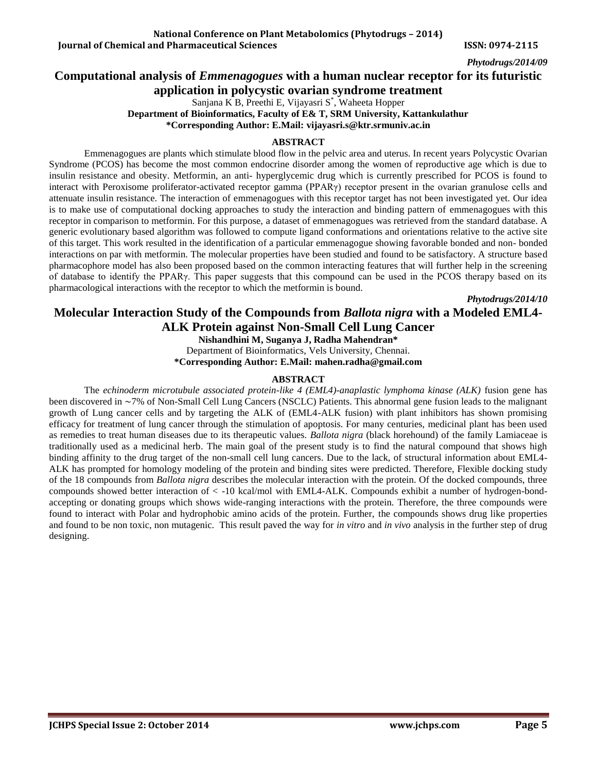*Phytodrugs/2014/09*

# Computational analysis of *Emmenagogues* with a human nuclear receptor for its futuristic application in polycystic ovarian syndrome treatment

Sanjana K B, Preethi E, Vijayasri S*, Waheeta Hopper

**Department of Bioinformatics, Faculty of E& T, SRM University, Kattankulathur**

***Corresponding Author: E.Mail: vijayasri.s@ktr.srmuniv.ac.in**

## ABSTRACT

Emmenagogues are plants which stimulate blood flow in the pelvic area and uterus. In recent years Polycystic Ovarian Syndrome (PCOS) has become the most common endocrine disorder among the women of reproductive age which is due to insulin resistance and obesity. Metformin, an anti- hyperglycemic drug which is currently prescribed for PCOS is found to interact with Peroxisome proliferator-activated receptor gamma (PPARγ) receptor present in the ovarian granulose cells and attenuate insulin resistance. The interaction of emmenagogues with this receptor target has not been investigated yet. Our idea is to make use of computational docking approaches to study the interaction and binding pattern of emmenagogues with this receptor in comparison to metformin. For this purpose, a dataset of emmenagogues was retrieved from the standard database. A generic evolutionary based algorithm was followed to compute ligand conformations and orientations relative to the active site of this target. This work resulted in the identification of a particular emmenagogue showing favorable bonded and non- bonded interactions on par with metformin. The molecular properties have been studied and found to be satisfactory. A structure based pharmacophore model has also been proposed based on the common interacting features that will further help in the screening of database to identify the PPARγ. This paper suggests that this compound can be used in the PCOS therapy based on its pharmacological interactions with the receptor to which the metformin is bound.

*Phytodrugs/2014/10*

# Molecular Interaction Study of the Compounds from *Ballota nigra* with a Modeled EML4-ALK Protein against Non-Small Cell Lung Cancer

**Nishandhini M, Suganya J, Radha Mahendran***

Department of Bioinformatics, Vels University, Chennai.

***Corresponding Author: E.Mail: mahen.radha@gmail.com**

## ABSTRACT

The *echinoderm microtubule associated protein-like 4 (EML4)-anaplastic lymphoma kinase (ALK)* fusion gene has been discovered in ∼7% of Non-Small Cell Lung Cancers (NSCLC) Patients. This abnormal gene fusion leads to the malignant growth of Lung cancer cells and by targeting the ALK of (EML4-ALK fusion) with plant inhibitors has shown promising efficacy for treatment of lung cancer through the stimulation of apoptosis. For many centuries, medicinal plant has been used as remedies to treat human diseases due to its therapeutic values. *Ballota nigra* (black horehound) of the family Lamiaceae is traditionally used as a medicinal herb. The main goal of the present study is to find the natural compound that shows high binding affinity to the drug target of the non-small cell lung cancers. Due to the lack, of structural information about EML4-ALK has prompted for homology modeling of the protein and binding sites were predicted. Therefore, Flexible docking study of the 18 compounds from *Ballota nigra* describes the molecular interaction with the protein. Of the docked compounds, three compounds showed better interaction of < -10 kcal/mol with EML4-ALK. Compounds exhibit a number of hydrogen-bond-accepting or donating groups which shows wide-ranging interactions with the protein. Therefore, the three compounds were found to interact with Polar and hydrophobic amino acids of the protein. Further, the compounds shows drug like properties and found to be non toxic, non mutagenic. This result paved the way for *in vitro* and *in vivo* analysis in the further step of drug designing.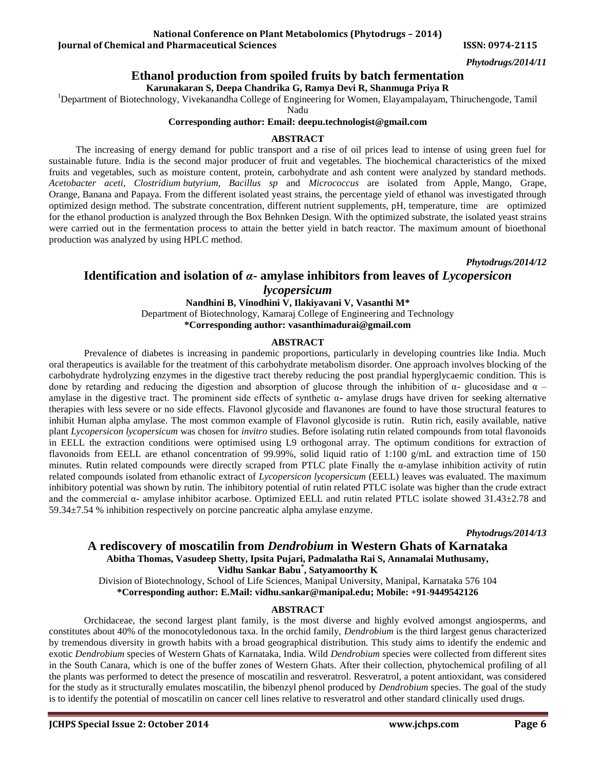*Phytodrugs/2014/11*

# Ethanol production from spoiled fruits by batch fermentation

**Karunakaran S, Deepa Chandrika G, Ramya Devi R, Shanmuga Priya R**

[1]Department of Biotechnology, Vivekanandha College of Engineering for Women, Elayampalayam, Thiruchengode, Tamil Nadu

**Corresponding author: Email: deepu.technologist@gmail.com**

**ABSTRACT**

The increasing of energy demand for public transport and a rise of oil prices lead to intense of using green fuel for sustainable future. India is the second major producer of fruit and vegetables. The biochemical characteristics of the mixed fruits and vegetables, such as moisture content, protein, carbohydrate and ash content were analyzed by standard methods. *Acetobacter aceti*, *Clostridium butyrium*, *Bacillus sp* and *Micrococcus* are isolated from Apple, Mango, Grape, Orange, Banana and Papaya. From the different isolated yeast strains, the percentage yield of ethanol was investigated through optimized design method. The substrate concentration, different nutrient supplements, pH, temperature, time are optimized for the ethanol production is analyzed through the Box Behnken Design. With the optimized substrate, the isolated yeast strains were carried out in the fermentation process to attain the better yield in batch reactor. The maximum amount of bioethonal production was analyzed by using HPLC method.

*Phytodrugs/2014/12*

# Identification and isolation of *α*- amylase inhibitors from leaves of *Lycopersicon lycopersicum*

**Nandhini B, Vinodhini V, Ilakiyavani V, Vasanthi M***

Department of Biotechnology, Kamaraj College of Engineering and Technology

**\*Corresponding author: vasanthimadurai@gmail.com**

**ABSTRACT**

Prevalence of diabetes is increasing in pandemic proportions, particularly in developing countries like India. Much oral therapeutics is available for the treatment of this carbohydrate metabolism disorder. One approach involves blocking of the carbohydrate hydrolyzing enzymes in the digestive tract thereby reducing the post prandial hyperglycaemic condition. This is done by retarding and reducing the digestion and absorption of glucose through the inhibition of α- glucosidase and α – amylase in the digestive tract. The prominent side effects of synthetic α- amylase drugs have driven for seeking alternative therapies with less severe or no side effects. Flavonol glycoside and flavanones are found to have those structural features to inhibit Human alpha amylase. The most common example of Flavonol glycoside is rutin. Rutin rich, easily available, native plant *Lycopersicon lycopersicum* was chosen for *invitro* studies. Before isolating rutin related compounds from total flavonoids in EELL the extraction conditions were optimised using L9 orthogonal array. The optimum conditions for extraction of flavonoids from EELL are ethanol concentration of 99.99%, solid liquid ratio of 1:100 g/mL and extraction time of 150 minutes. Rutin related compounds were directly scraped from PTLC plate Finally the α-amylase inhibition activity of rutin related compounds isolated from ethanolic extract of *Lycopersicon lycopersicum* (EELL) leaves was evaluated. The maximum inhibitory potential was shown by rutin. The inhibitory potential of rutin related PTLC isolate was higher than the crude extract and the commercial α- amylase inhibitor acarbose. Optimized EELL and rutin related PTLC isolate showed 31.43±2.78 and 59.34±7.54 % inhibition respectively on porcine pancreatic alpha amylase enzyme.

*Phytodrugs/2014/13*

# A rediscovery of moscatilin from *Dendrobium* in Western Ghats of Karnataka

**Abitha Thomas, Vasudeep Shetty, Ipsita Pujari, Padmalatha Rai S, Annamalai Muthusamy, Vidhu Sankar Babu*, Satyamoorthy K**

Division of Biotechnology, School of Life Sciences, Manipal University, Manipal, Karnataka 576 104

**\*Corresponding author: E.Mail: vidhu.sankar@manipal.edu; Mobile: +91-9449542126**

**ABSTRACT**

Orchidaceae, the second largest plant family, is the most diverse and highly evolved amongst angiosperms, and constitutes about 40% of the monocotyledonous taxa. In the orchid family, *Dendrobium* is the third largest genus characterized by tremendous diversity in growth habits with a broad geographical distribution. This study aims to identify the endemic and exotic *Dendrobium* species of Western Ghats of Karnataka, India. Wild *Dendrobium* species were collected from different sites in the South Canara, which is one of the buffer zones of Western Ghats. After their collection, phytochemical profiling of all the plants was performed to detect the presence of moscatilin and resveratrol. Resveratrol, a potent antioxidant, was considered for the study as it structurally emulates moscatilin, the bibenzyl phenol produced by *Dendrobium* species. The goal of the study is to identify the potential of moscatilin on cancer cell lines relative to resveratrol and other standard clinically used drugs.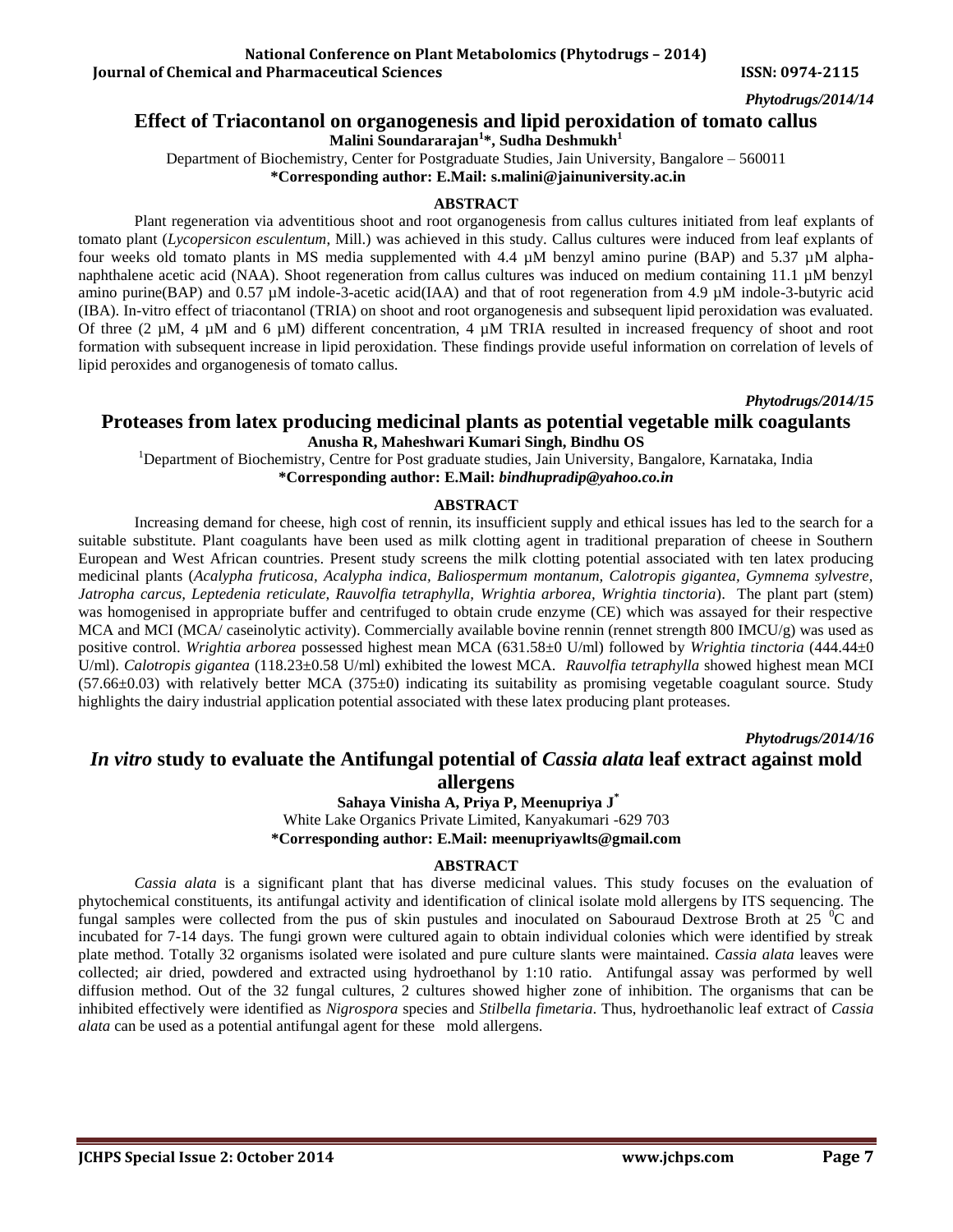*Phytodrugs/2014/14*

## Effect of Triacontanol on organogenesis and lipid peroxidation of tomato callus

**Malini Soundararajan[1]*, Sudha Deshmukh[1]**

Department of Biochemistry, Center for Postgraduate Studies, Jain University, Bangalore – 560011

**\*Corresponding author: E.Mail: s.malini@jainuniversity.ac.in**

### ABSTRACT

Plant regeneration via adventitious shoot and root organogenesis from callus cultures initiated from leaf explants of tomato plant (*Lycopersicon esculentum*, Mill.) was achieved in this study. Callus cultures were induced from leaf explants of four weeks old tomato plants in MS media supplemented with 4.4 µM benzyl amino purine (BAP) and 5.37 µM alpha-naphthalene acetic acid (NAA). Shoot regeneration from callus cultures was induced on medium containing 11.1 µM benzyl amino purine(BAP) and 0.57 µM indole-3-acetic acid(IAA) and that of root regeneration from 4.9 µM indole-3-butyric acid (IBA). In-vitro effect of triacontanol (TRIA) on shoot and root organogenesis and subsequent lipid peroxidation was evaluated. Of three (2 µM, 4 µM and 6 µM) different concentration, 4 µM TRIA resulted in increased frequency of shoot and root formation with subsequent increase in lipid peroxidation. These findings provide useful information on correlation of levels of lipid peroxides and organogenesis of tomato callus.

*Phytodrugs/2014/15*

## Proteases from latex producing medicinal plants as potential vegetable milk coagulants

**Anusha R, Maheshwari Kumari Singh, Bindhu OS**

[1]Department of Biochemistry, Centre for Post graduate studies, Jain University, Bangalore, Karnataka, India

**\*Corresponding author: E.Mail: *bindhupradip@yahoo.co.in***

### ABSTRACT

Increasing demand for cheese, high cost of rennin, its insufficient supply and ethical issues has led to the search for a suitable substitute. Plant coagulants have been used as milk clotting agent in traditional preparation of cheese in Southern European and West African countries. Present study screens the milk clotting potential associated with ten latex producing medicinal plants (*Acalypha fruticosa, Acalypha indica, Baliospermum montanum, Calotropis gigantea, Gymnema sylvestre, Jatropha carcus, Leptedenia reticulate, Rauvolfia tetraphylla, Wrightia arborea, Wrightia tinctoria*). The plant part (stem) was homogenised in appropriate buffer and centrifuged to obtain crude enzyme (CE) which was assayed for their respective MCA and MCI (MCA/ caseinolytic activity). Commercially available bovine rennin (rennet strength 800 IMCU/g) was used as positive control. *Wrightia arborea* possessed highest mean MCA (631.58±0 U/ml) followed by *Wrightia tinctoria* (444.44±0 U/ml). *Calotropis gigantea* (118.23±0.58 U/ml) exhibited the lowest MCA. *Rauvolfia tetraphylla* showed highest mean MCI (57.66±0.03) with relatively better MCA (375±0) indicating its suitability as promising vegetable coagulant source. Study highlights the dairy industrial application potential associated with these latex producing plant proteases.

*Phytodrugs/2014/16*

## *In vitro* study to evaluate the Antifungal potential of *Cassia alata* leaf extract against mold allergens

**Sahaya Vinisha A, Priya P, Meenupriya J***

White Lake Organics Private Limited, Kanyakumari -629 703

**\*Corresponding author: E.Mail: meenupriyawlts@gmail.com**

### ABSTRACT

*Cassia alata* is a significant plant that has diverse medicinal values. This study focuses on the evaluation of phytochemical constituents, its antifungal activity and identification of clinical isolate mold allergens by ITS sequencing. The fungal samples were collected from the pus of skin pustules and inoculated on Sabouraud Dextrose Broth at 25 $^0$C and incubated for 7-14 days. The fungi grown were cultured again to obtain individual colonies which were identified by streak plate method. Totally 32 organisms isolated were isolated and pure culture slants were maintained. *Cassia alata* leaves were collected; air dried, powdered and extracted using hydroethanol by 1:10 ratio. Antifungal assay was performed by well diffusion method. Out of the 32 fungal cultures, 2 cultures showed higher zone of inhibition. The organisms that can be inhibited effectively were identified as *Nigrospora* species and *Stilbella fimetaria*. Thus, hydroethanolic leaf extract of *Cassia alata* can be used as a potential antifungal agent for these mold allergens.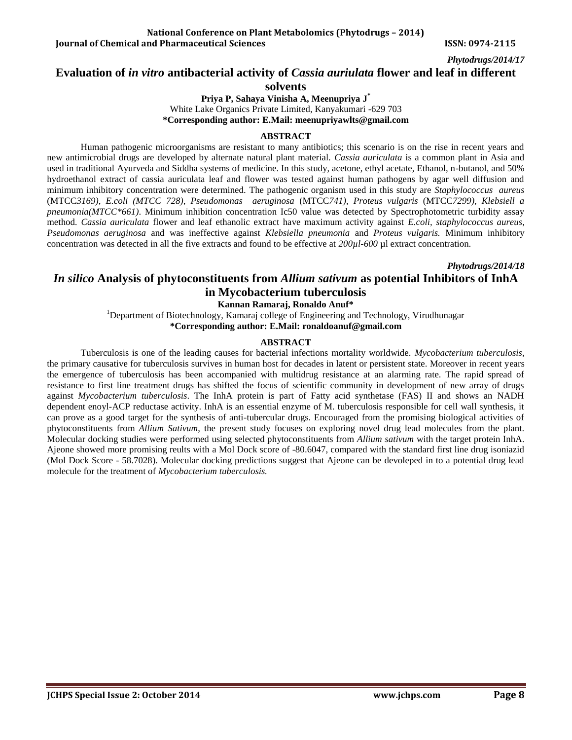*Phytodrugs/2014/17*

# Evaluation of *in vitro* antibacterial activity of *Cassia auriulata* flower and leaf in different solvents

**Priya P, Sahaya Vinisha A, Meenupriya J***

White Lake Organics Private Limited, Kanyakumari -629 703

**\*Corresponding author: E.Mail: meenupriyawlts@gmail.com**

## ABSTRACT

Human pathogenic microorganisms are resistant to many antibiotics; this scenario is on the rise in recent years and new antimicrobial drugs are developed by alternate natural plant material. *Cassia auriculata* is a common plant in Asia and used in traditional Ayurveda and Siddha systems of medicine. In this study, acetone, ethyl acetate, Ethanol, n-butanol, and 50% hydroethanol extract of cassia auriculata leaf and flower was tested against human pathogens by agar well diffusion and minimum inhibitory concentration were determined. The pathogenic organism used in this study are *Staphylococcus aureus* (MTCC*3169), E.coli (MTCC 728), Pseudomonas aeruginosa* (MTCC*741), Proteus vulgaris* (MTCC*7299), Klebsiell a pneumonia(MTCC\*661)*. Minimum inhibition concentration Ic50 value was detected by Spectrophotometric turbidity assay method. *Cassia auriculata* flower and leaf ethanolic extract have maximum activity against *E.coli, staphylococcus aureus, Pseudomonas aeruginosa* and was ineffective against *Klebsiella pneumonia* and *Proteus vulgaris.* Minimum inhibitory concentration was detected in all the five extracts and found to be effective at *200µl-600* µl extract concentration.

*Phytodrugs/2014/18*

# *In silico* Analysis of phytoconstituents from *Allium sativum* as potential Inhibitors of InhA in Mycobacterium tuberculosis

**Kannan Ramaraj, Ronaldo Anuf***

[1]Department of Biotechnology, Kamaraj college of Engineering and Technology, Virudhunagar

**\*Corresponding author: E.Mail: ronaldoanuf@gmail.com**

## ABSTRACT

Tuberculosis is one of the leading causes for bacterial infections mortality worldwide. *Mycobacterium tuberculosis*, the primary causative for tuberculosis survives in human host for decades in latent or persistent state. Moreover in recent years the emergence of tuberculosis has been accompanied with multidrug resistance at an alarming rate. The rapid spread of resistance to first line treatment drugs has shifted the focus of scientific community in development of new array of drugs against *Mycobacterium tuberculosis*. The InhA protein is part of Fatty acid synthetase (FAS) II and shows an NADH dependent enoyl-ACP reductase activity. InhA is an essential enzyme of M. tuberculosis responsible for cell wall synthesis, it can prove as a good target for the synthesis of anti-tubercular drugs. Encouraged from the promising biological activities of phytoconstituents from *Allium Sativum*, the present study focuses on exploring novel drug lead molecules from the plant. Molecular docking studies were performed using selected phytoconstituents from *Allium sativum* with the target protein InhA. Ajeone showed more promising reults with a Mol Dock score of -80.6047, compared with the standard first line drug isoniazid (Mol Dock Score - 58.7028). Molecular docking predictions suggest that Ajeone can be devoleped in to a potential drug lead molecule for the treatment of *Mycobacterium tuberculosis.*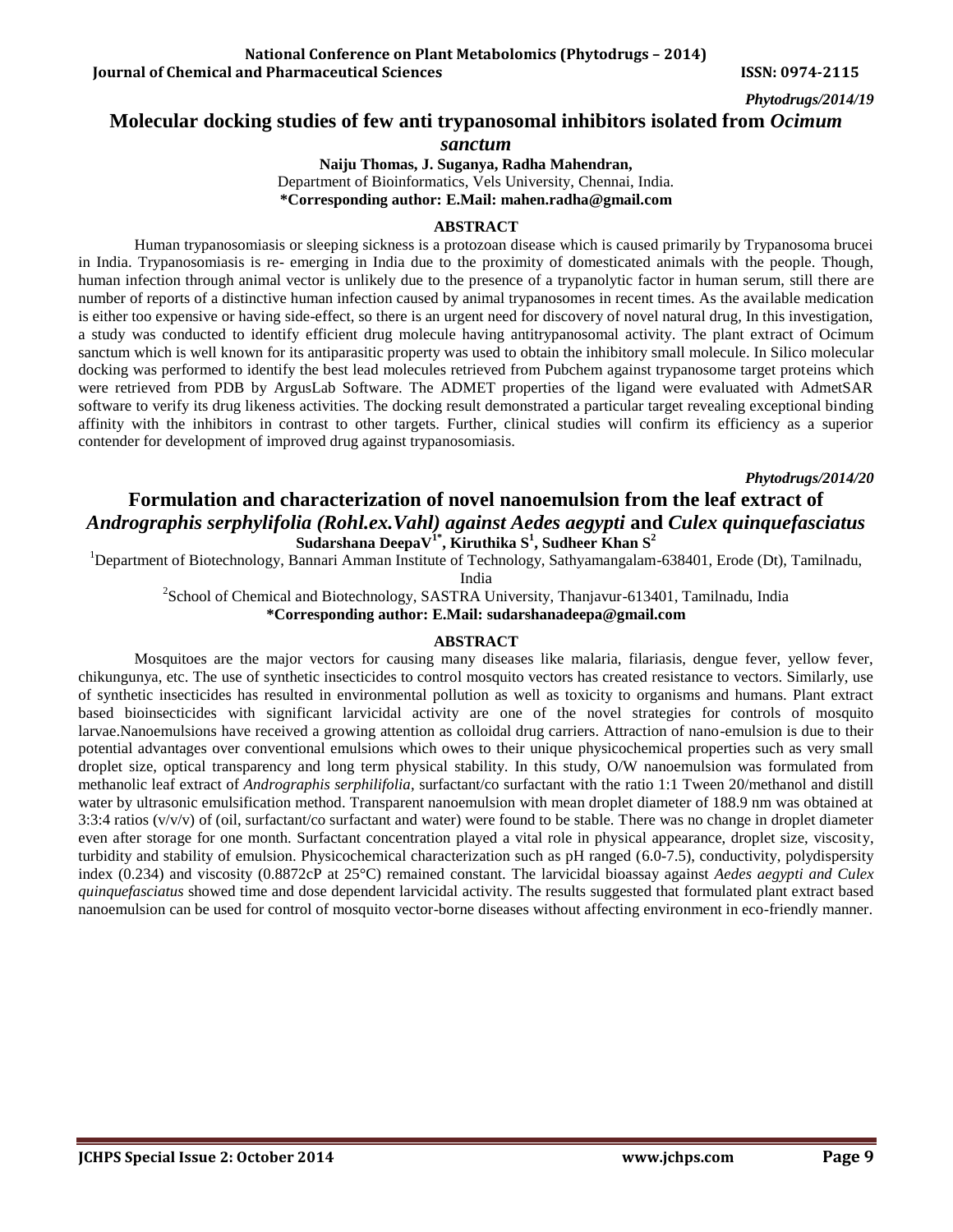*Phytodrugs/2014/19*

## Molecular docking studies of few anti trypanosomal inhibitors isolated from *Ocimum sanctum*

**Naiju Thomas, J. Suganya, Radha Mahendran,**

Department of Bioinformatics, Vels University, Chennai, India.

**\*Corresponding author: E.Mail: mahen.radha@gmail.com**

### ABSTRACT

Human trypanosomiasis or sleeping sickness is a protozoan disease which is caused primarily by Trypanosoma brucei in India. Trypanosomiasis is re- emerging in India due to the proximity of domesticated animals with the people. Though, human infection through animal vector is unlikely due to the presence of a trypanolytic factor in human serum, still there are number of reports of a distinctive human infection caused by animal trypanosomes in recent times. As the available medication is either too expensive or having side-effect, so there is an urgent need for discovery of novel natural drug, In this investigation, a study was conducted to identify efficient drug molecule having antitrypanosomal activity. The plant extract of Ocimum sanctum which is well known for its antiparasitic property was used to obtain the inhibitory small molecule. In Silico molecular docking was performed to identify the best lead molecules retrieved from Pubchem against trypanosome target proteins which were retrieved from PDB by ArgusLab Software. The ADMET properties of the ligand were evaluated with AdmetSAR software to verify its drug likeness activities. The docking result demonstrated a particular target revealing exceptional binding affinity with the inhibitors in contrast to other targets. Further, clinical studies will confirm its efficiency as a superior contender for development of improved drug against trypanosomiasis.

*Phytodrugs/2014/20*

## Formulation and characterization of novel nanoemulsion from the leaf extract of *Andrographis serphylifolia (Rohl.ex.Vahl) against Aedes aegypti* and *Culex quinquefasciatus*

**Sudarshana DeepaV[1*], Kiruthika S[1], Sudheer Khan S[2]**

[1]Department of Biotechnology, Bannari Amman Institute of Technology, Sathyamangalam-638401, Erode (Dt), Tamilnadu, India

[2]School of Chemical and Biotechnology, SASTRA University, Thanjavur-613401, Tamilnadu, India

**\*Corresponding author: E.Mail: sudarshanadeepa@gmail.com**

### ABSTRACT

Mosquitoes are the major vectors for causing many diseases like malaria, filariasis, dengue fever, yellow fever, chikungunya, etc. The use of synthetic insecticides to control mosquito vectors has created resistance to vectors. Similarly, use of synthetic insecticides has resulted in environmental pollution as well as toxicity to organisms and humans. Plant extract based bioinsecticides with significant larvicidal activity are one of the novel strategies for controls of mosquito larvae.Nanoemulsions have received a growing attention as colloidal drug carriers. Attraction of nano-emulsion is due to their potential advantages over conventional emulsions which owes to their unique physicochemical properties such as very small droplet size, optical transparency and long term physical stability. In this study, O/W nanoemulsion was formulated from methanolic leaf extract of *Andrographis serphilifolia*, surfactant/co surfactant with the ratio 1:1 Tween 20/methanol and distill water by ultrasonic emulsification method. Transparent nanoemulsion with mean droplet diameter of 188.9 nm was obtained at 3:3:4 ratios (v/v/v) of (oil, surfactant/co surfactant and water) were found to be stable. There was no change in droplet diameter even after storage for one month. Surfactant concentration played a vital role in physical appearance, droplet size, viscosity, turbidity and stability of emulsion. Physicochemical characterization such as pH ranged (6.0-7.5), conductivity, polydispersity index (0.234) and viscosity (0.8872cP at 25°C) remained constant. The larvicidal bioassay against *Aedes aegypti and Culex quinquefasciatus* showed time and dose dependent larvicidal activity. The results suggested that formulated plant extract based nanoemulsion can be used for control of mosquito vector-borne diseases without affecting environment in eco-friendly manner.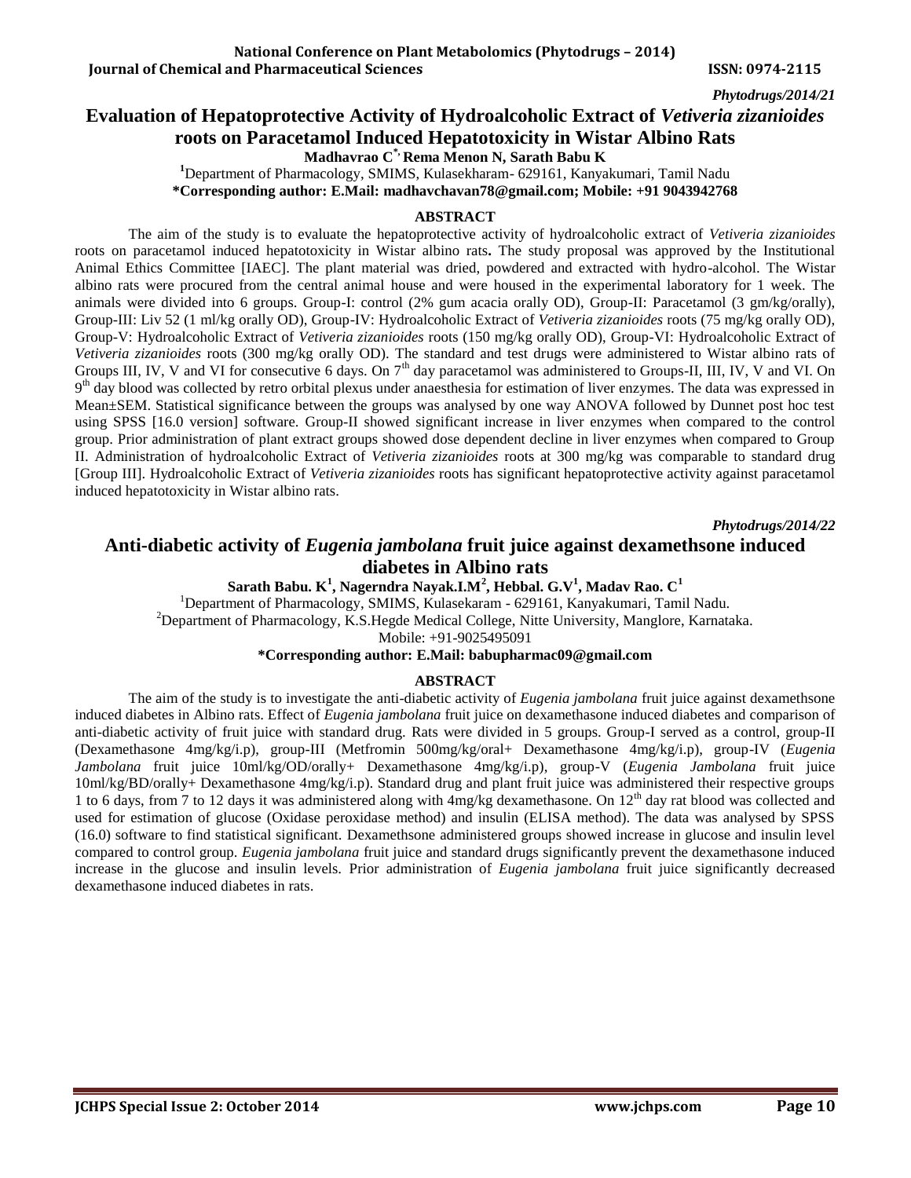*Phytodrugs/2014/21*

# Evaluation of Hepatoprotective Activity of Hydroalcoholic Extract of *Vetiveria zizanioides* roots on Paracetamol Induced Hepatotoxicity in Wistar Albino Rats

**Madhavrao C[1*], Rema Menon N, Sarath Babu K**

[1]Department of Pharmacology, SMIMS, Kulasekharam- 629161, Kanyakumari, Tamil Nadu

**\*Corresponding author: E.Mail: madhavchavan78@gmail.com; Mobile: +91 9043942768**

## ABSTRACT

The aim of the study is to evaluate the hepatoprotective activity of hydroalcoholic extract of *Vetiveria zizanioides* roots on paracetamol induced hepatotoxicity in Wistar albino rats**.** The study proposal was approved by the Institutional Animal Ethics Committee [IAEC]. The plant material was dried, powdered and extracted with hydro-alcohol. The Wistar albino rats were procured from the central animal house and were housed in the experimental laboratory for 1 week. The animals were divided into 6 groups. Group-I: control (2% gum acacia orally OD), Group-II: Paracetamol (3 gm/kg/orally), Group-III: Liv 52 (1 ml/kg orally OD), Group-IV: Hydroalcoholic Extract of *Vetiveria zizanioides* roots (75 mg/kg orally OD), Group-V: Hydroalcoholic Extract of *Vetiveria zizanioides* roots (150 mg/kg orally OD), Group-VI: Hydroalcoholic Extract of *Vetiveria zizanioides* roots (300 mg/kg orally OD). The standard and test drugs were administered to Wistar albino rats of Groups III, IV, V and VI for consecutive 6 days. On 7th day paracetamol was administered to Groups-II, III, IV, V and VI. On 9th day blood was collected by retro orbital plexus under anaesthesia for estimation of liver enzymes. The data was expressed in Mean±SEM. Statistical significance between the groups was analysed by one way ANOVA followed by Dunnet post hoc test using SPSS [16.0 version] software. Group-II showed significant increase in liver enzymes when compared to the control group. Prior administration of plant extract groups showed dose dependent decline in liver enzymes when compared to Group II. Administration of hydroalcoholic Extract of *Vetiveria zizanioides* roots at 300 mg/kg was comparable to standard drug [Group III]. Hydroalcoholic Extract of *Vetiveria zizanioides* roots has significant hepatoprotective activity against paracetamol induced hepatotoxicity in Wistar albino rats.

*Phytodrugs/2014/22*

# Anti-diabetic activity of *Eugenia jambolana* fruit juice against dexamethsone induced diabetes in Albino rats

**Sarath Babu. K[1], Nagerndra Nayak.I.M[2], Hebbal. G.V[1], Madav Rao. C[1]**

[1]Department of Pharmacology, SMIMS, Kulasekaram - 629161, Kanyakumari, Tamil Nadu.

[2]Department of Pharmacology, K.S.Hegde Medical College, Nitte University, Manglore, Karnataka.

Mobile: +91-9025495091

**\*Corresponding author: E.Mail: babupharmac09@gmail.com**

## ABSTRACT

The aim of the study is to investigate the anti-diabetic activity of *Eugenia jambolana* fruit juice against dexamethsone induced diabetes in Albino rats. Effect of *Eugenia jambolana* fruit juice on dexamethasone induced diabetes and comparison of anti-diabetic activity of fruit juice with standard drug. Rats were divided in 5 groups. Group-I served as a control, group-II (Dexamethasone 4mg/kg/i.p), group-III (Metfromin 500mg/kg/oral+ Dexamethasone 4mg/kg/i.p), group-IV (*Eugenia Jambolana* fruit juice 10ml/kg/OD/orally+ Dexamethasone 4mg/kg/i.p), group-V (*Eugenia Jambolana* fruit juice 10ml/kg/BD/orally+ Dexamethasone 4mg/kg/i.p). Standard drug and plant fruit juice was administered their respective groups 1 to 6 days, from 7 to 12 days it was administered along with 4mg/kg dexamethasone. On 12th day rat blood was collected and used for estimation of glucose (Oxidase peroxidase method) and insulin (ELISA method). The data was analysed by SPSS (16.0) software to find statistical significant. Dexamethsone administered groups showed increase in glucose and insulin level compared to control group. *Eugenia jambolana* fruit juice and standard drugs significantly prevent the dexamethasone induced increase in the glucose and insulin levels. Prior administration of *Eugenia jambolana* fruit juice significantly decreased dexamethasone induced diabetes in rats.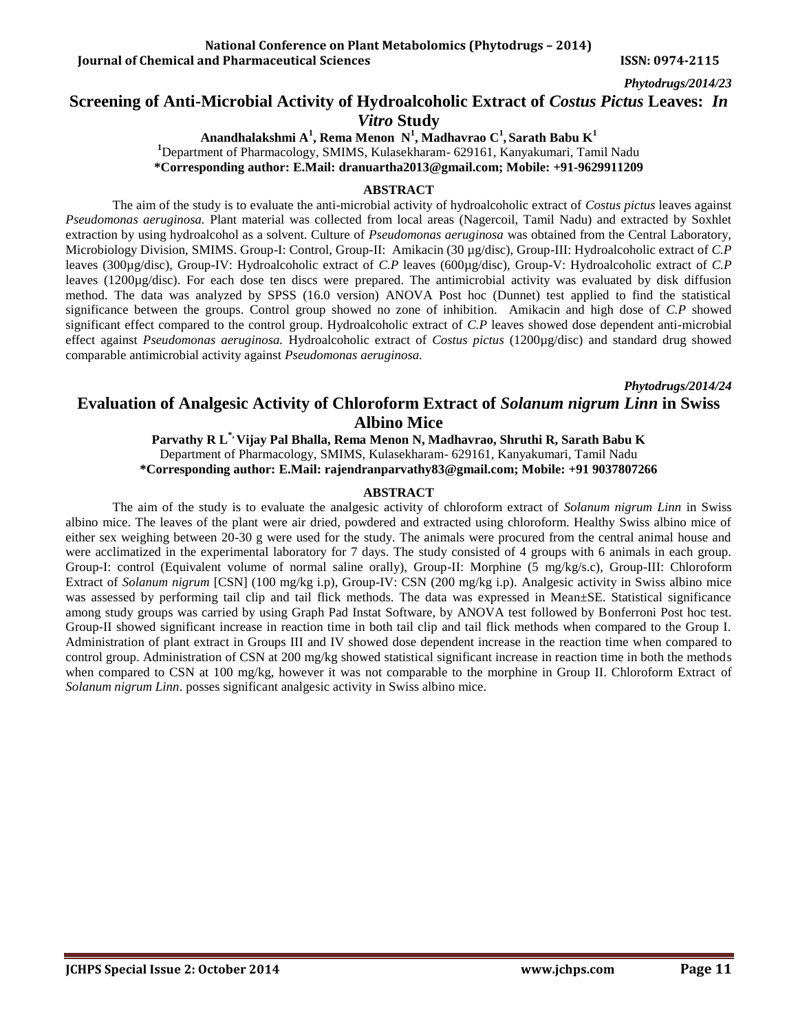*Phytodrugs/2014/23*

# Screening of Anti-Microbial Activity of Hydroalcoholic Extract of *Costus Pictus* Leaves: *In Vitro* Study

**Anandhalakshmi A[1], Rema Menon N[1], Madhavrao C[1], Sarath Babu K[1]**

[1]Department of Pharmacology, SMIMS, Kulasekharam- 629161, Kanyakumari, Tamil Nadu

**\*Corresponding author: E.Mail: dranuartha2013@gmail.com; Mobile: +91-9629911209**

## ABSTRACT

The aim of the study is to evaluate the anti-microbial activity of hydroalcoholic extract of *Costus pictus* leaves against *Pseudomonas aeruginosa.* Plant material was collected from local areas (Nagercoil, Tamil Nadu) and extracted by Soxhlet extraction by using hydroalcohol as a solvent. Culture of *Pseudomonas aeruginosa* was obtained from the Central Laboratory, Microbiology Division, SMIMS. Group-I: Control, Group-II: Amikacin (30 µg/disc), Group-III: Hydroalcoholic extract of *C.P* leaves (300µg/disc), Group-IV: Hydroalcoholic extract of *C.P* leaves (600µg/disc), Group-V: Hydroalcoholic extract of *C.P* leaves (1200µg/disc). For each dose ten discs were prepared. The antimicrobial activity was evaluated by disk diffusion method. The data was analyzed by SPSS (16.0 version) ANOVA Post hoc (Dunnet) test applied to find the statistical significance between the groups. Control group showed no zone of inhibition. Amikacin and high dose of *C.P* showed significant effect compared to the control group. Hydroalcoholic extract of *C.P* leaves showed dose dependent anti-microbial effect against *Pseudomonas aeruginosa.* Hydroalcoholic extract of *Costus pictus* (1200µg/disc) and standard drug showed comparable antimicrobial activity against *Pseudomonas aeruginosa.*

*Phytodrugs/2014/24*

# Evaluation of Analgesic Activity of Chloroform Extract of *Solanum nigrum Linn* in Swiss Albino Mice

**Parvathy R L\*, Vijay Pal Bhalla, Rema Menon N, Madhavrao, Shruthi R, Sarath Babu K**

Department of Pharmacology, SMIMS, Kulasekharam- 629161, Kanyakumari, Tamil Nadu

**\*Corresponding author: E.Mail: rajendranparvathy83@gmail.com; Mobile: +91 9037807266**

## ABSTRACT

The aim of the study is to evaluate the analgesic activity of chloroform extract of *Solanum nigrum Linn* in Swiss albino mice. The leaves of the plant were air dried, powdered and extracted using chloroform. Healthy Swiss albino mice of either sex weighing between 20-30 g were used for the study. The animals were procured from the central animal house and were acclimatized in the experimental laboratory for 7 days. The study consisted of 4 groups with 6 animals in each group. Group-I: control (Equivalent volume of normal saline orally), Group-II: Morphine (5 mg/kg/s.c), Group-III: Chloroform Extract of *Solanum nigrum* [CSN] (100 mg/kg i.p), Group-IV: CSN (200 mg/kg i.p). Analgesic activity in Swiss albino mice was assessed by performing tail clip and tail flick methods. The data was expressed in Mean±SE. Statistical significance among study groups was carried by using Graph Pad Instat Software, by ANOVA test followed by Bonferroni Post hoc test. Group-II showed significant increase in reaction time in both tail clip and tail flick methods when compared to the Group I. Administration of plant extract in Groups III and IV showed dose dependent increase in the reaction time when compared to control group. Administration of CSN at 200 mg/kg showed statistical significant increase in reaction time in both the methods when compared to CSN at 100 mg/kg, however it was not comparable to the morphine in Group II. Chloroform Extract of *Solanum nigrum Linn*. posses significant analgesic activity in Swiss albino mice.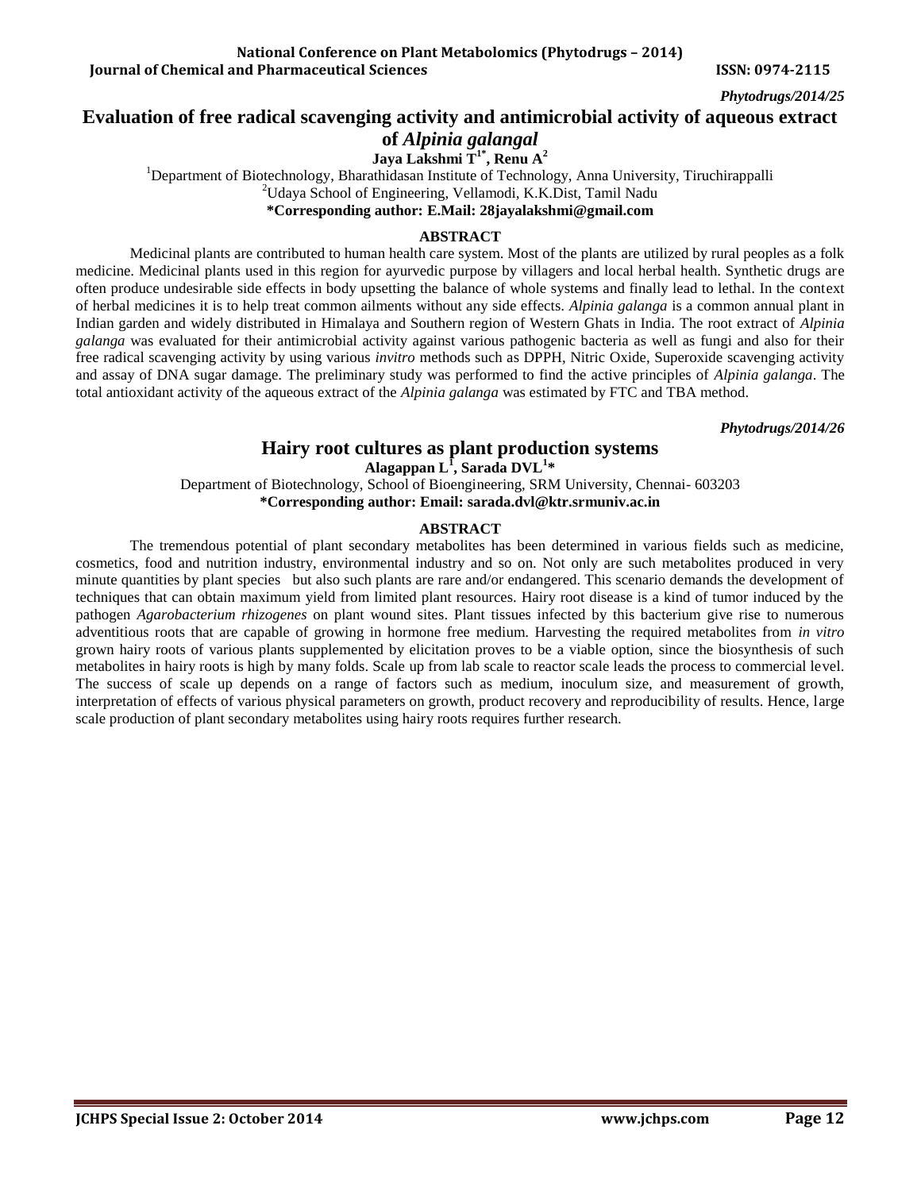*Phytodrugs/2014/25*

## Evaluation of free radical scavenging activity and antimicrobial activity of aqueous extract of *Alpinia galangal*

**Jaya Lakshmi T[1*], Renu A[2]**

[1]Department of Biotechnology, Bharathidasan Institute of Technology, Anna University, Tiruchirappalli

[2]Udaya School of Engineering, Vellamodi, K.K.Dist, Tamil Nadu

**\*Corresponding author: E.Mail: 28jayalakshmi@gmail.com**

### ABSTRACT

Medicinal plants are contributed to human health care system. Most of the plants are utilized by rural peoples as a folk medicine. Medicinal plants used in this region for ayurvedic purpose by villagers and local herbal health. Synthetic drugs are often produce undesirable side effects in body upsetting the balance of whole systems and finally lead to lethal. In the context of herbal medicines it is to help treat common ailments without any side effects. *Alpinia galanga* is a common annual plant in Indian garden and widely distributed in Himalaya and Southern region of Western Ghats in India. The root extract of *Alpinia galanga* was evaluated for their antimicrobial activity against various pathogenic bacteria as well as fungi and also for their free radical scavenging activity by using various *invitro* methods such as DPPH, Nitric Oxide, Superoxide scavenging activity and assay of DNA sugar damage. The preliminary study was performed to find the active principles of *Alpinia galanga*. The total antioxidant activity of the aqueous extract of the *Alpinia galanga* was estimated by FTC and TBA method.

*Phytodrugs/2014/26*

## Hairy root cultures as plant production systems

**Alagappan L[1], Sarada DVL[1]\***

Department of Biotechnology, School of Bioengineering, SRM University, Chennai- 603203

**\*Corresponding author: Email: sarada.dvl@ktr.srmuniv.ac.in**

### ABSTRACT

The tremendous potential of plant secondary metabolites has been determined in various fields such as medicine, cosmetics, food and nutrition industry, environmental industry and so on. Not only are such metabolites produced in very minute quantities by plant species but also such plants are rare and/or endangered. This scenario demands the development of techniques that can obtain maximum yield from limited plant resources. Hairy root disease is a kind of tumor induced by the pathogen *Agarobacterium rhizogenes* on plant wound sites. Plant tissues infected by this bacterium give rise to numerous adventitious roots that are capable of growing in hormone free medium. Harvesting the required metabolites from *in vitro* grown hairy roots of various plants supplemented by elicitation proves to be a viable option, since the biosynthesis of such metabolites in hairy roots is high by many folds. Scale up from lab scale to reactor scale leads the process to commercial level. The success of scale up depends on a range of factors such as medium, inoculum size, and measurement of growth, interpretation of effects of various physical parameters on growth, product recovery and reproducibility of results. Hence, large scale production of plant secondary metabolites using hairy roots requires further research.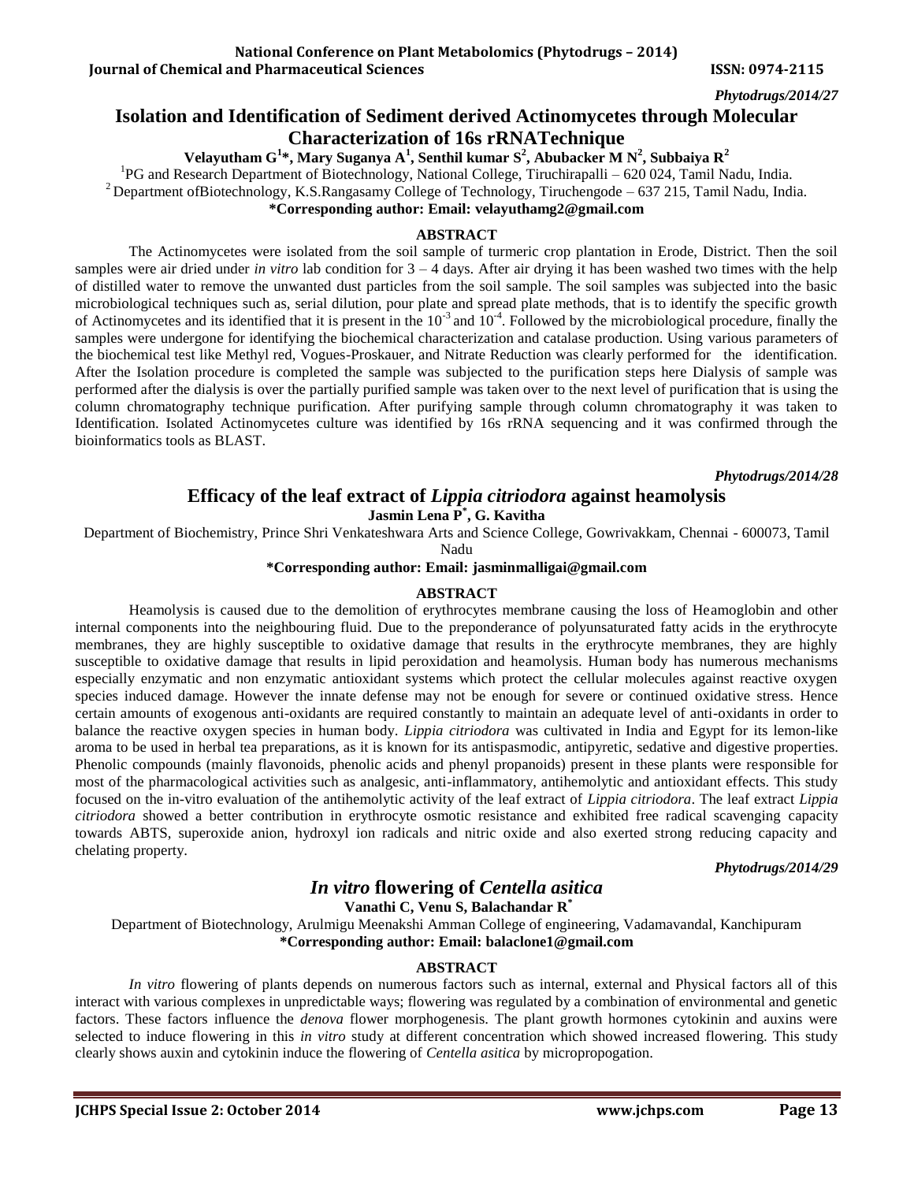*Phytodrugs/2014/27*

## Isolation and Identification of Sediment derived Actinomycetes through Molecular Characterization of 16s rRNATechnique

**Velayutham G[1]*, Mary Suganya A[1], Senthil kumar S[2], Abubacker M N[2], Subbaiya R[2]**

[1]PG and Research Department of Biotechnology, National College, Tiruchirapalli – 620 024, Tamil Nadu, India.

[2]Department ofBiotechnology, K.S.Rangasamy College of Technology, Tiruchengode – 637 215, Tamil Nadu, India.

**\*Corresponding author: Email: velayuthamg2@gmail.com**

### ABSTRACT

The Actinomycetes were isolated from the soil sample of turmeric crop plantation in Erode, District. Then the soil samples were air dried under *in vitro* lab condition for 3 – 4 days. After air drying it has been washed two times with the help of distilled water to remove the unwanted dust particles from the soil sample. The soil samples was subjected into the basic microbiological techniques such as, serial dilution, pour plate and spread plate methods, that is to identify the specific growth of Actinomycetes and its identified that it is present in the $10^{-3}$ and $10^{-4}$. Followed by the microbiological procedure, finally the samples were undergone for identifying the biochemical characterization and catalase production. Using various parameters of the biochemical test like Methyl red, Vogues-Proskauer, and Nitrate Reduction was clearly performed for the identification. After the Isolation procedure is completed the sample was subjected to the purification steps here Dialysis of sample was performed after the dialysis is over the partially purified sample was taken over to the next level of purification that is using the column chromatography technique purification. After purifying sample through column chromatography it was taken to Identification. Isolated Actinomycetes culture was identified by 16s rRNA sequencing and it was confirmed through the bioinformatics tools as BLAST.

*Phytodrugs/2014/28*

## Efficacy of the leaf extract of *Lippia citriodora* against heamolysis

**Jasmin Lena P*, G. Kavitha**

Department of Biochemistry, Prince Shri Venkateshwara Arts and Science College, Gowrivakkam, Chennai - 600073, Tamil Nadu

**\*Corresponding author: Email: jasminmalligai@gmail.com**

### ABSTRACT

Heamolysis is caused due to the demolition of erythrocytes membrane causing the loss of Heamoglobin and other internal components into the neighbouring fluid. Due to the preponderance of polyunsaturated fatty acids in the erythrocyte membranes, they are highly susceptible to oxidative damage that results in the erythrocyte membranes, they are highly susceptible to oxidative damage that results in lipid peroxidation and heamolysis. Human body has numerous mechanisms especially enzymatic and non enzymatic antioxidant systems which protect the cellular molecules against reactive oxygen species induced damage. However the innate defense may not be enough for severe or continued oxidative stress. Hence certain amounts of exogenous anti-oxidants are required constantly to maintain an adequate level of anti-oxidants in order to balance the reactive oxygen species in human body. *Lippia citriodora* was cultivated in India and Egypt for its lemon-like aroma to be used in herbal tea preparations, as it is known for its antispasmodic, antipyretic, sedative and digestive properties. Phenolic compounds (mainly flavonoids, phenolic acids and phenyl propanoids) present in these plants were responsible for most of the pharmacological activities such as analgesic, anti-inflammatory, antihemolytic and antioxidant effects. This study focused on the in-vitro evaluation of the antihemolytic activity of the leaf extract of *Lippia citriodora*. The leaf extract *Lippia citriodora* showed a better contribution in erythrocyte osmotic resistance and exhibited free radical scavenging capacity towards ABTS, superoxide anion, hydroxyl ion radicals and nitric oxide and also exerted strong reducing capacity and chelating property.

*Phytodrugs/2014/29*

## *In vitro* flowering of *Centella asitica*

**Vanathi C, Venu S, Balachandar R***

Department of Biotechnology, Arulmigu Meenakshi Amman College of engineering, Vadamavandal, Kanchipuram

**\*Corresponding author: Email: balaclone1@gmail.com**

### ABSTRACT

*In vitro* flowering of plants depends on numerous factors such as internal, external and Physical factors all of this interact with various complexes in unpredictable ways; flowering was regulated by a combination of environmental and genetic factors. These factors influence the *denova* flower morphogenesis. The plant growth hormones cytokinin and auxins were selected to induce flowering in this *in vitro* study at different concentration which showed increased flowering. This study clearly shows auxin and cytokinin induce the flowering of *Centella asitica* by micropropogation.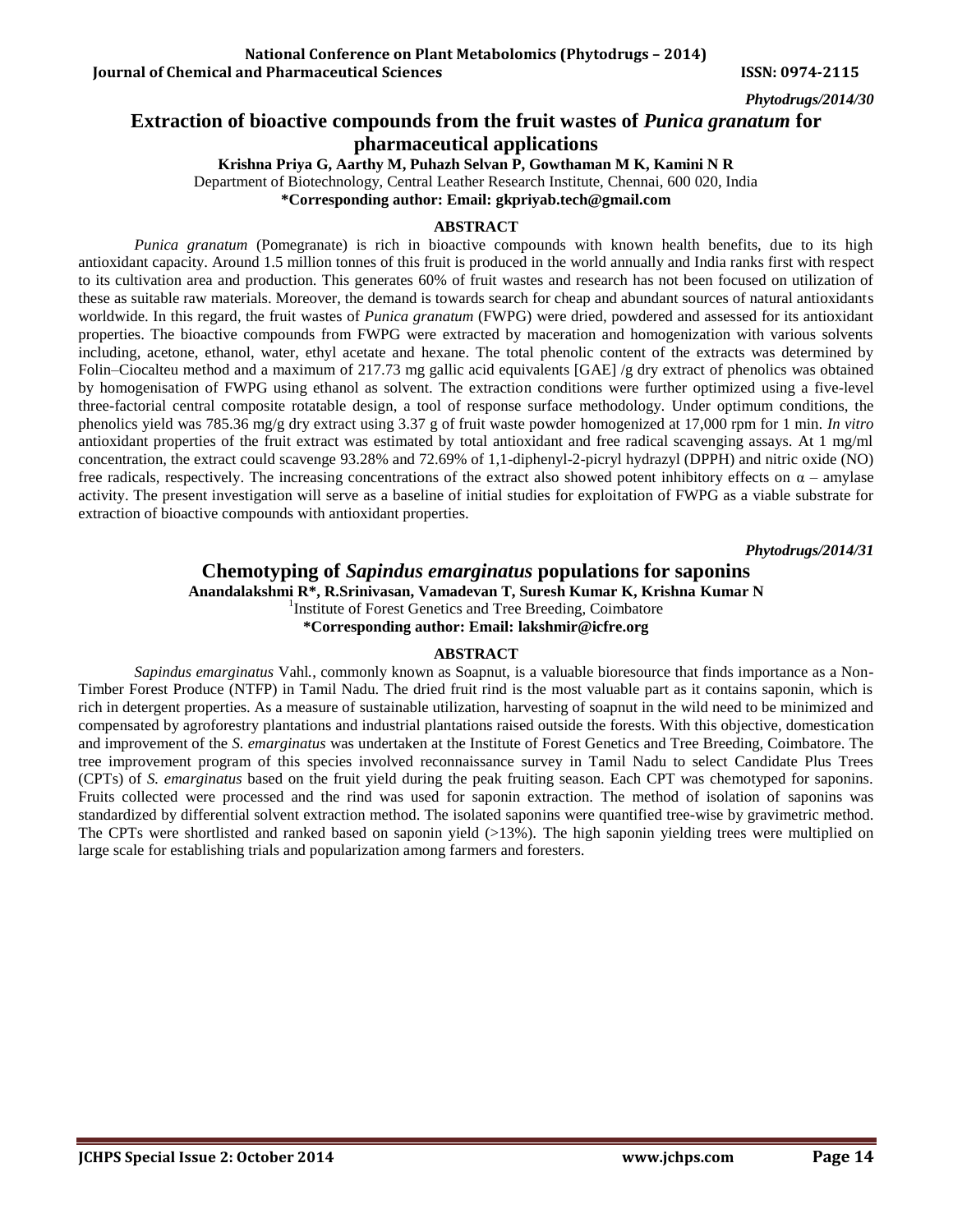*Phytodrugs/2014/30*

## Extraction of bioactive compounds from the fruit wastes of *Punica granatum* for pharmaceutical applications

**Krishna Priya G, Aarthy M, Puhazh Selvan P, Gowthaman M K, Kamini N R**

Department of Biotechnology, Central Leather Research Institute, Chennai, 600 020, India

**\*Corresponding author: Email: gkpriyab.tech@gmail.com**

### ABSTRACT

*Punica granatum* (Pomegranate) is rich in bioactive compounds with known health benefits, due to its high antioxidant capacity. Around 1.5 million tonnes of this fruit is produced in the world annually and India ranks first with respect to its cultivation area and production. This generates 60% of fruit wastes and research has not been focused on utilization of these as suitable raw materials. Moreover, the demand is towards search for cheap and abundant sources of natural antioxidants worldwide. In this regard, the fruit wastes of *Punica granatum* (FWPG) were dried, powdered and assessed for its antioxidant properties. The bioactive compounds from FWPG were extracted by maceration and homogenization with various solvents including, acetone, ethanol, water, ethyl acetate and hexane. The total phenolic content of the extracts was determined by Folin–Ciocalteu method and a maximum of 217.73 mg gallic acid equivalents [GAE] /g dry extract of phenolics was obtained by homogenisation of FWPG using ethanol as solvent. The extraction conditions were further optimized using a five-level three-factorial central composite rotatable design, a tool of response surface methodology. Under optimum conditions, the phenolics yield was 785.36 mg/g dry extract using 3.37 g of fruit waste powder homogenized at 17,000 rpm for 1 min. *In vitro* antioxidant properties of the fruit extract was estimated by total antioxidant and free radical scavenging assays. At 1 mg/ml concentration, the extract could scavenge 93.28% and 72.69% of 1,1-diphenyl-2-picryl hydrazyl (DPPH) and nitric oxide (NO) free radicals, respectively. The increasing concentrations of the extract also showed potent inhibitory effects on α – amylase activity. The present investigation will serve as a baseline of initial studies for exploitation of FWPG as a viable substrate for extraction of bioactive compounds with antioxidant properties.

*Phytodrugs/2014/31*

## Chemotyping of *Sapindus emarginatus* populations for saponins

**Anandalakshmi R\*, R.Srinivasan, Vamadevan T, Suresh Kumar K, Krishna Kumar N**

[1]Institute of Forest Genetics and Tree Breeding, Coimbatore

**\*Corresponding author: Email: lakshmir@icfre.org**

### ABSTRACT

*Sapindus emarginatus* Vahl., commonly known as Soapnut, is a valuable bioresource that finds importance as a Non-Timber Forest Produce (NTFP) in Tamil Nadu. The dried fruit rind is the most valuable part as it contains saponin, which is rich in detergent properties. As a measure of sustainable utilization, harvesting of soapnut in the wild need to be minimized and compensated by agroforestry plantations and industrial plantations raised outside the forests. With this objective, domestication and improvement of the *S. emarginatus* was undertaken at the Institute of Forest Genetics and Tree Breeding, Coimbatore. The tree improvement program of this species involved reconnaissance survey in Tamil Nadu to select Candidate Plus Trees (CPTs) of *S. emarginatus* based on the fruit yield during the peak fruiting season. Each CPT was chemotyped for saponins. Fruits collected were processed and the rind was used for saponin extraction. The method of isolation of saponins was standardized by differential solvent extraction method. The isolated saponins were quantified tree-wise by gravimetric method. The CPTs were shortlisted and ranked based on saponin yield (>13%). The high saponin yielding trees were multiplied on large scale for establishing trials and popularization among farmers and foresters.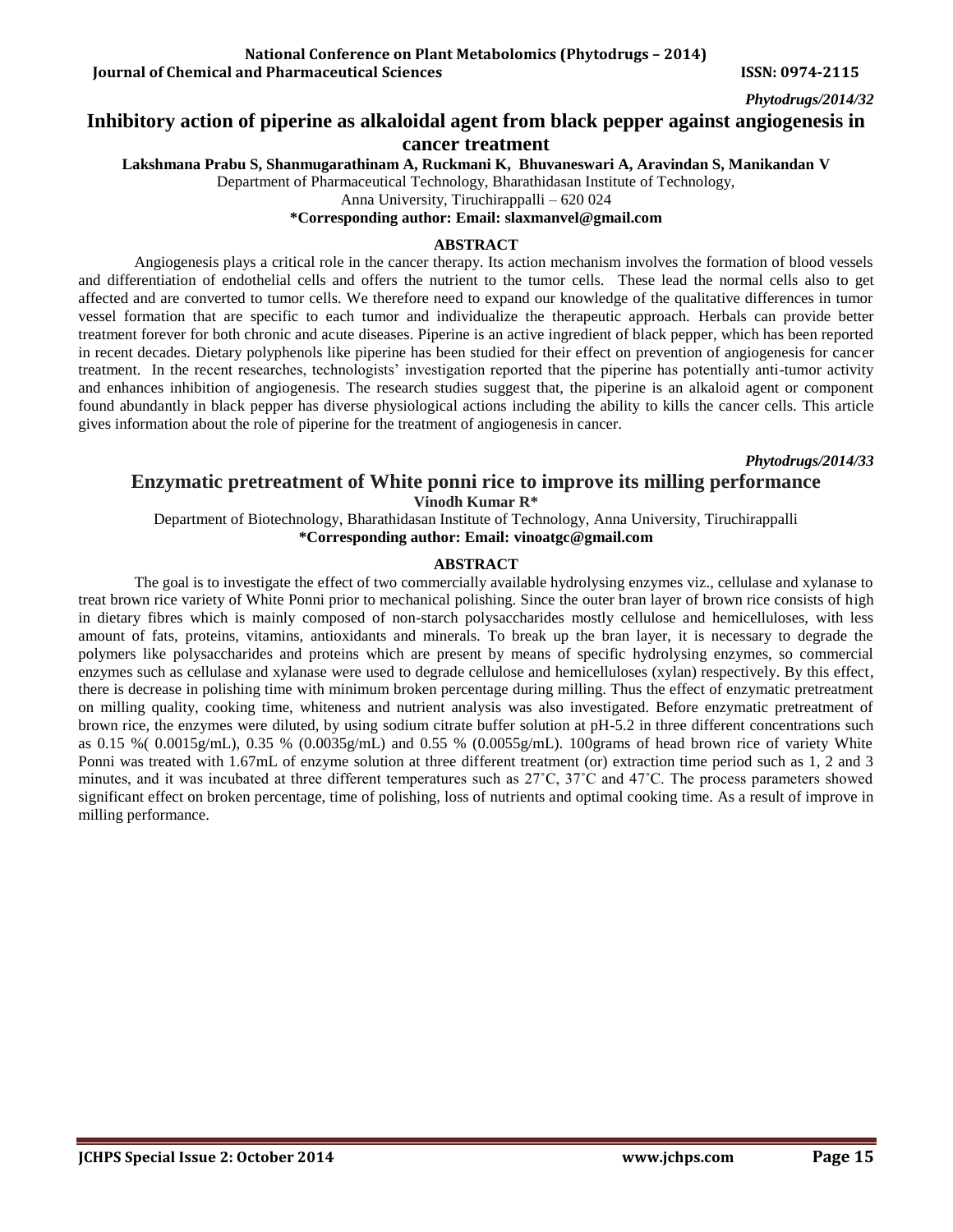*Phytodrugs/2014/32*

# Inhibitory action of piperine as alkaloidal agent from black pepper against angiogenesis in cancer treatment

**Lakshmana Prabu S, Shanmugarathinam A, Ruckmani K, Bhuvaneswari A, Aravindan S, Manikandan V**

Department of Pharmaceutical Technology, Bharathidasan Institute of Technology,

Anna University, Tiruchirappalli – 620 024

**\*Corresponding author: Email: slaxmanvel@gmail.com**

**ABSTRACT**

Angiogenesis plays a critical role in the cancer therapy. Its action mechanism involves the formation of blood vessels and differentiation of endothelial cells and offers the nutrient to the tumor cells. These lead the normal cells also to get affected and are converted to tumor cells. We therefore need to expand our knowledge of the qualitative differences in tumor vessel formation that are specific to each tumor and individualize the therapeutic approach. Herbals can provide better treatment forever for both chronic and acute diseases. Piperine is an active ingredient of black pepper, which has been reported in recent decades. Dietary polyphenols like piperine has been studied for their effect on prevention of angiogenesis for cancer treatment. In the recent researches, technologists' investigation reported that the piperine has potentially anti-tumor activity and enhances inhibition of angiogenesis. The research studies suggest that, the piperine is an alkaloid agent or component found abundantly in black pepper has diverse physiological actions including the ability to kills the cancer cells. This article gives information about the role of piperine for the treatment of angiogenesis in cancer.

*Phytodrugs/2014/33*

# Enzymatic pretreatment of White ponni rice to improve its milling performance

**Vinodh Kumar R\***

Department of Biotechnology, Bharathidasan Institute of Technology, Anna University, Tiruchirappalli

**\*Corresponding author: Email: vinoatgc@gmail.com**

**ABSTRACT**

The goal is to investigate the effect of two commercially available hydrolysing enzymes viz., cellulase and xylanase to treat brown rice variety of White Ponni prior to mechanical polishing. Since the outer bran layer of brown rice consists of high in dietary fibres which is mainly composed of non-starch polysaccharides mostly cellulose and hemicelluloses, with less amount of fats, proteins, vitamins, antioxidants and minerals. To break up the bran layer, it is necessary to degrade the polymers like polysaccharides and proteins which are present by means of specific hydrolysing enzymes, so commercial enzymes such as cellulase and xylanase were used to degrade cellulose and hemicelluloses (xylan) respectively. By this effect, there is decrease in polishing time with minimum broken percentage during milling. Thus the effect of enzymatic pretreatment on milling quality, cooking time, whiteness and nutrient analysis was also investigated. Before enzymatic pretreatment of brown rice, the enzymes were diluted, by using sodium citrate buffer solution at pH-5.2 in three different concentrations such as 0.15 %( 0.0015g/mL), 0.35 % (0.0035g/mL) and 0.55 % (0.0055g/mL). 100grams of head brown rice of variety White Ponni was treated with 1.67mL of enzyme solution at three different treatment (or) extraction time period such as 1, 2 and 3 minutes, and it was incubated at three different temperatures such as 27˚C, 37˚C and 47˚C. The process parameters showed significant effect on broken percentage, time of polishing, loss of nutrients and optimal cooking time. As a result of improve in milling performance.